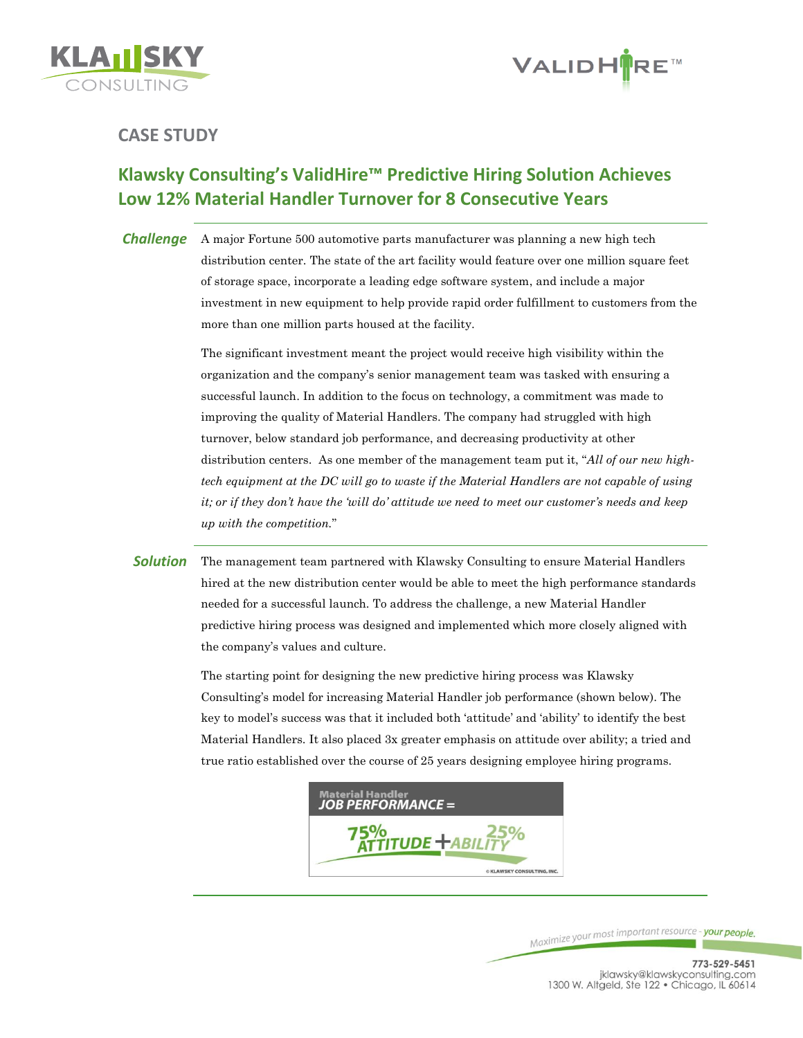## CASE STUDY

# Klawsky Consulting's ValidHire™ Predictive Hiring Solution Achieves Low 12% Material Handler Turnover for 8 Consecutive Years

***Challenge***

A major Fortune 500 automotive parts manufacturer was planning a new high tech distribution center. The state of the art facility would feature over one million square feet of storage space, incorporate a leading edge software system, and include a major investment in new equipment to help provide rapid order fulfillment to customers from the more than one million parts housed at the facility.

The significant investment meant the project would receive high visibility within the organization and the company's senior management team was tasked with ensuring a successful launch. In addition to the focus on technology, a commitment was made to improving the quality of Material Handlers. The company had struggled with high turnover, below standard job performance, and decreasing productivity at other distribution centers. As one member of the management team put it, "*All of our new high-tech equipment at the DC will go to waste if the Material Handlers are not capable of using it; or if they don't have the 'will do' attitude we need to meet our customer's needs and keep up with the competition.*"

***Solution***

The management team partnered with Klawsky Consulting to ensure Material Handlers hired at the new distribution center would be able to meet the high performance standards needed for a successful launch. To address the challenge, a new Material Handler predictive hiring process was designed and implemented which more closely aligned with the company's values and culture.

The starting point for designing the new predictive hiring process was Klawsky Consulting's model for increasing Material Handler job performance (shown below). The key to model's success was that it included both 'attitude' and 'ability' to identify the best Material Handlers. It also placed 3x greater emphasis on attitude over ability; a tried and true ratio established over the course of 25 years designing employee hiring programs.

**Material Handler JOB PERFORMANCE =**

**75% ATTITUDE + 25% ABILITY**

© KLAWSKY CONSULTING, INC.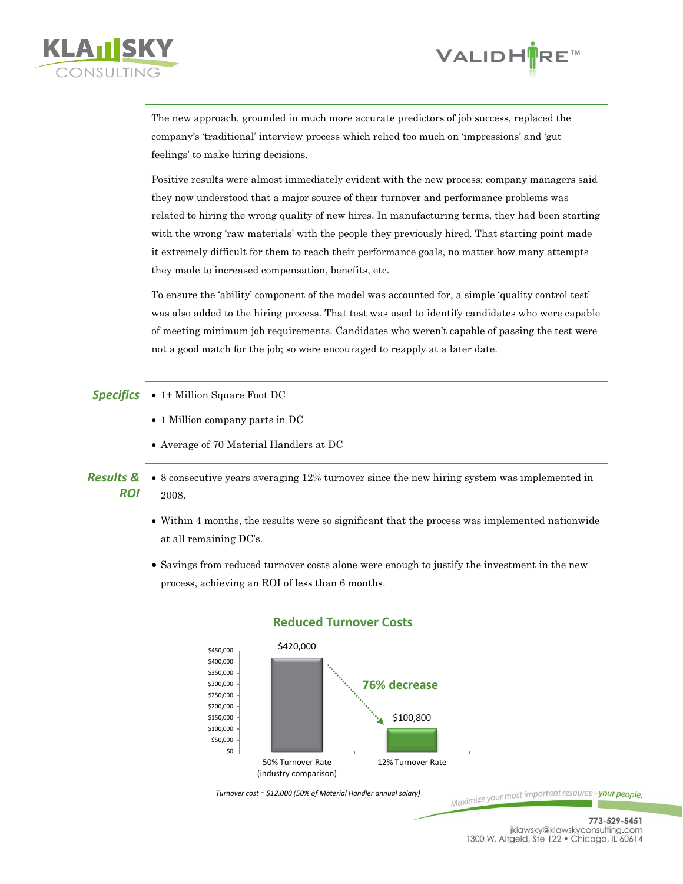The new approach, grounded in much more accurate predictors of job success, replaced the company's 'traditional' interview process which relied too much on 'impressions' and 'gut feelings' to make hiring decisions.

Positive results were almost immediately evident with the new process; company managers said they now understood that a major source of their turnover and performance problems was related to hiring the wrong quality of new hires. In manufacturing terms, they had been starting with the wrong 'raw materials' with the people they previously hired. That starting point made it extremely difficult for them to reach their performance goals, no matter how many attempts they made to increased compensation, benefits, etc.

To ensure the 'ability' component of the model was accounted for, a simple 'quality control test' was also added to the hiring process. That test was used to identify candidates who were capable of meeting minimum job requirements. Candidates who weren't capable of passing the test were not a good match for the job; so were encouraged to reapply at a later date.

### *Specifics*

- 1+ Million Square Foot DC
- 1 Million company parts in DC
- Average of 70 Material Handlers at DC

### *Results & ROI*

- 8 consecutive years averaging 12% turnover since the new hiring system was implemented in 2008.
- Within 4 months, the results were so significant that the process was implemented nationwide at all remaining DC's.
- Savings from reduced turnover costs alone were enough to justify the investment in the new process, achieving an ROI of less than 6 months.

**Reduced Turnover Costs**

| | Turnover Cost |
|---|---|
| 50% Turnover Rate (industry comparison) | $420,000 |
| 12% Turnover Rate | $100,800 |

**76% decrease**

*Turnover cost = $12,000 (50% of Material Handler annual salary)*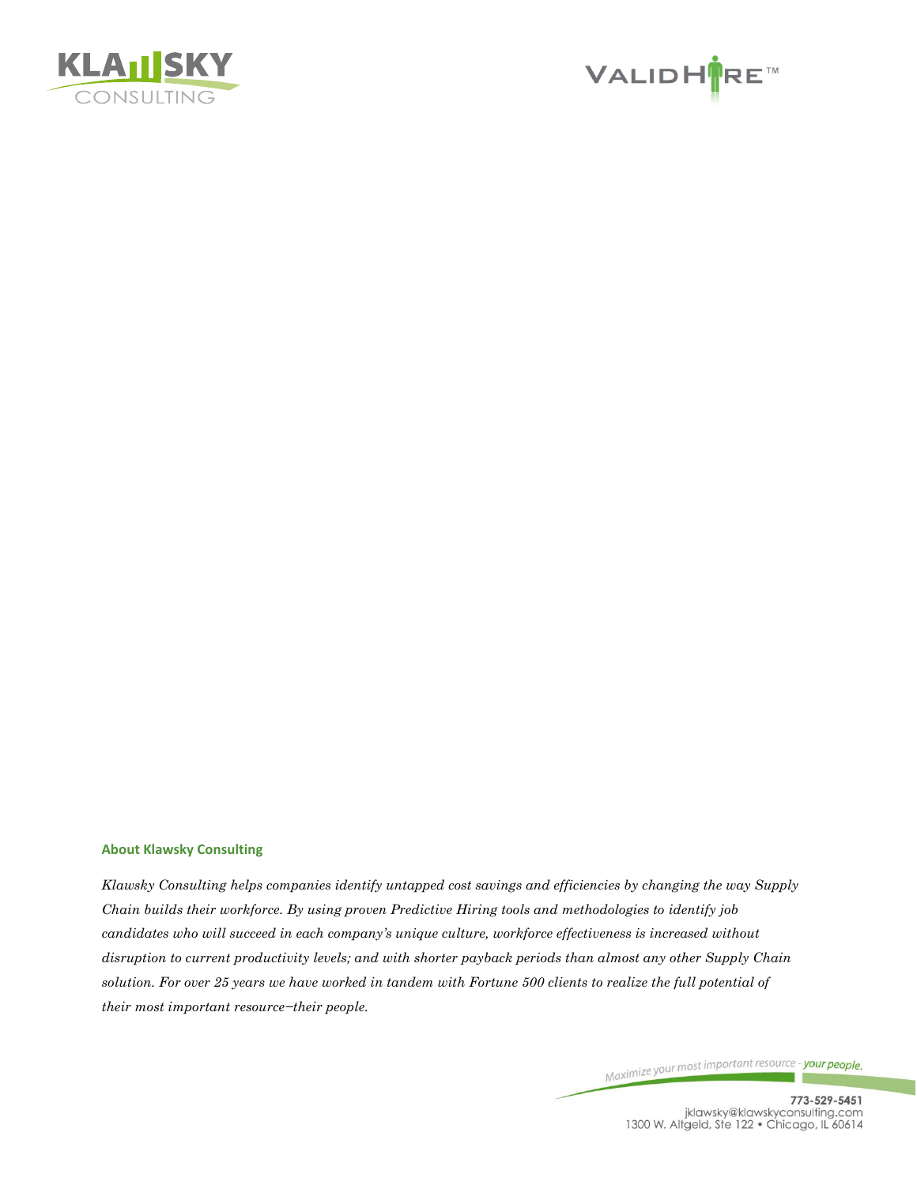**About Klawsky Consulting**

*Klawsky Consulting helps companies identify untapped cost savings and efficiencies by changing the way Supply Chain builds their workforce. By using proven Predictive Hiring tools and methodologies to identify job candidates who will succeed in each company's unique culture, workforce effectiveness is increased without disruption to current productivity levels; and with shorter payback periods than almost any other Supply Chain solution. For over 25 years we have worked in tandem with Fortune 500 clients to realize the full potential of their most important resource—their people.*

Maximize your most important resource - ***your people.***

773-529-5451
jklawsky@klawskyconsulting.com
1300 W. Altgeld, Ste 122 • Chicago, IL 60614